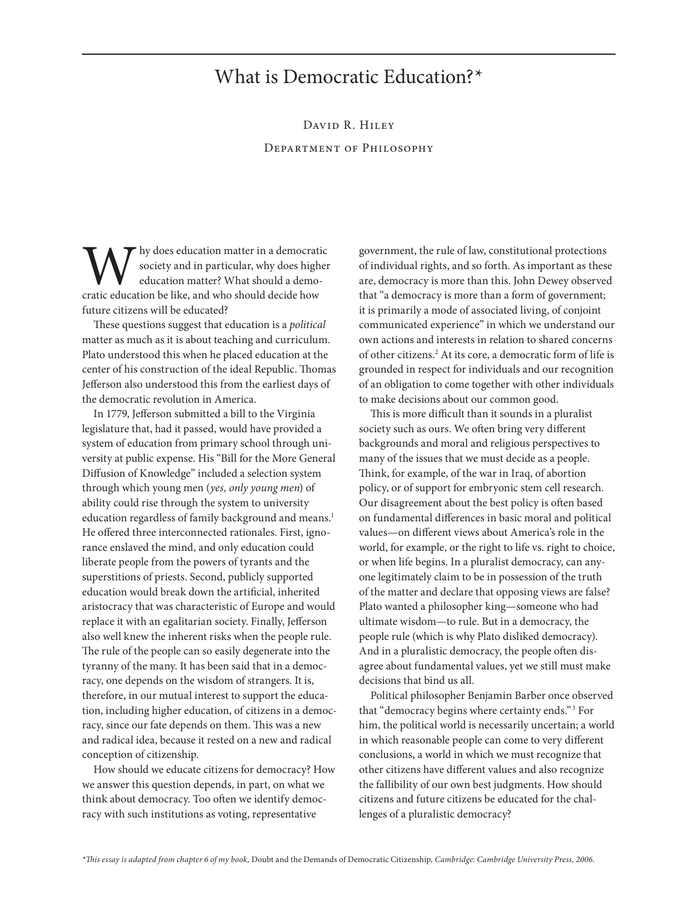# What is Democratic Education?*

David R. Hiley

Department of Philosophy

Why does education matter in a democratic society and in particular, why does higher education matter? What should a democratic education be like, and who should decide how future citizens will be educated?

These questions suggest that education is a *political* matter as much as it is about teaching and curriculum. Plato understood this when he placed education at the center of his construction of the ideal Republic. Thomas Jefferson also understood this from the earliest days of the democratic revolution in America.

In 1779, Jefferson submitted a bill to the Virginia legislature that, had it passed, would have provided a system of education from primary school through university at public expense. His "Bill for the More General Diffusion of Knowledge" included a selection system through which young men (*yes, only young men*) of ability could rise through the system to university education regardless of family background and means.[1] He offered three interconnected rationales. First, ignorance enslaved the mind, and only education could liberate people from the powers of tyrants and the superstitions of priests. Second, publicly supported education would break down the artificial, inherited aristocracy that was characteristic of Europe and would replace it with an egalitarian society. Finally, Jefferson also well knew the inherent risks when the people rule. The rule of the people can so easily degenerate into the tyranny of the many. It has been said that in a democracy, one depends on the wisdom of strangers. It is, therefore, in our mutual interest to support the education, including higher education, of citizens in a democracy, since our fate depends on them. This was a new and radical idea, because it rested on a new and radical conception of citizenship.

How should we educate citizens for democracy? How we answer this question depends, in part, on what we think about democracy. Too often we identify democracy with such institutions as voting, representative government, the rule of law, constitutional protections of individual rights, and so forth. As important as these are, democracy is more than this. John Dewey observed that "a democracy is more than a form of government; it is primarily a mode of associated living, of conjoint communicated experience" in which we understand our own actions and interests in relation to shared concerns of other citizens.[2] At its core, a democratic form of life is grounded in respect for individuals and our recognition of an obligation to come together with other individuals to make decisions about our common good.

This is more difficult than it sounds in a pluralist society such as ours. We often bring very different backgrounds and moral and religious perspectives to many of the issues that we must decide as a people. Think, for example, of the war in Iraq, of abortion policy, or of support for embryonic stem cell research. Our disagreement about the best policy is often based on fundamental differences in basic moral and political values—on different views about America's role in the world, for example, or the right to life vs. right to choice, or when life begins. In a pluralist democracy, can anyone legitimately claim to be in possession of the truth of the matter and declare that opposing views are false? Plato wanted a philosopher king—someone who had ultimate wisdom—to rule. But in a democracy, the people rule (which is why Plato disliked democracy). And in a pluralistic democracy, the people often disagree about fundamental values, yet we still must make decisions that bind us all.

Political philosopher Benjamin Barber once observed that "democracy begins where certainty ends."[3] For him, the political world is necessarily uncertain; a world in which reasonable people can come to very different conclusions, a world in which we must recognize that other citizens have different values and also recognize the fallibility of our own best judgments. How should citizens and future citizens be educated for the challenges of a pluralistic democracy?

*This essay is adapted from chapter 6 of my book,* Doubt and the Demands of Democratic Citizenship, *Cambridge: Cambridge University Press, 2006.*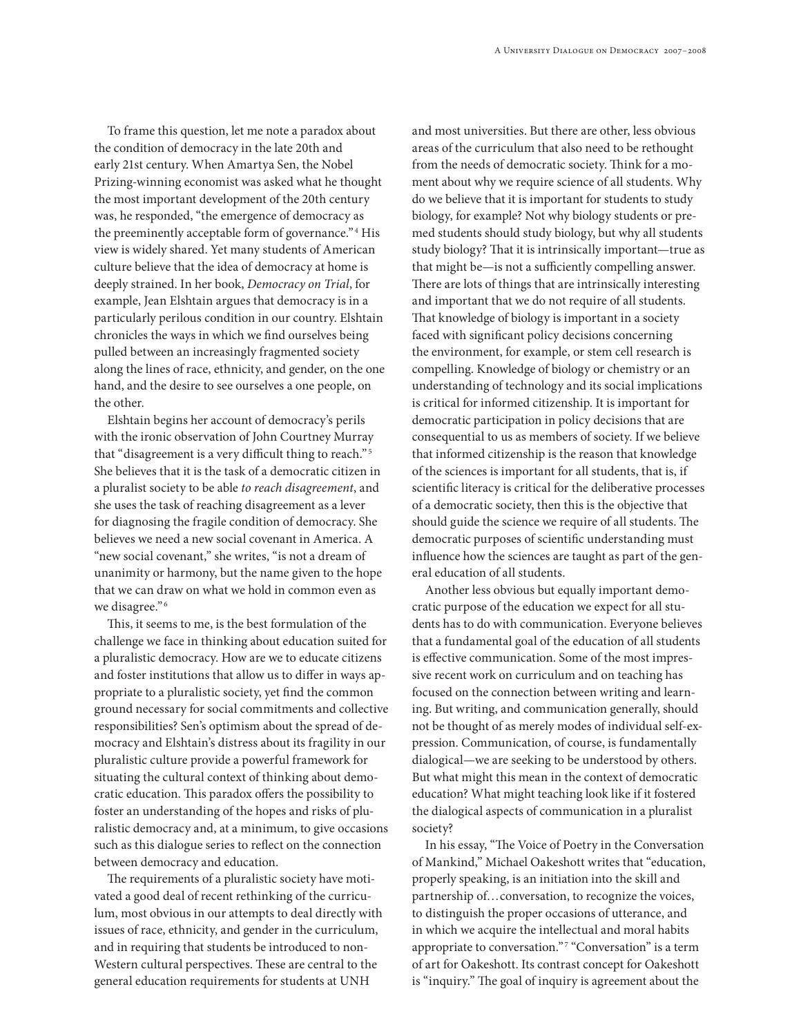To frame this question, let me note a paradox about the condition of democracy in the late 20th and early 21st century. When Amartya Sen, the Nobel Prizing-winning economist was asked what he thought the most important development of the 20th century was, he responded, "the emergence of democracy as the preeminently acceptable form of governance."[4] His view is widely shared. Yet many students of American culture believe that the idea of democracy at home is deeply strained. In her book, *Democracy on Trial*, for example, Jean Elshtain argues that democracy is in a particularly perilous condition in our country. Elshtain chronicles the ways in which we find ourselves being pulled between an increasingly fragmented society along the lines of race, ethnicity, and gender, on the one hand, and the desire to see ourselves a one people, on the other.

Elshtain begins her account of democracy's perils with the ironic observation of John Courtney Murray that "disagreement is a very difficult thing to reach."[5] She believes that it is the task of a democratic citizen in a pluralist society to be able *to reach disagreement*, and she uses the task of reaching disagreement as a lever for diagnosing the fragile condition of democracy. She believes we need a new social covenant in America. A "new social covenant," she writes, "is not a dream of unanimity or harmony, but the name given to the hope that we can draw on what we hold in common even as we disagree."[6]

This, it seems to me, is the best formulation of the challenge we face in thinking about education suited for a pluralistic democracy. How are we to educate citizens and foster institutions that allow us to differ in ways appropriate to a pluralistic society, yet find the common ground necessary for social commitments and collective responsibilities? Sen's optimism about the spread of democracy and Elshtain's distress about its fragility in our pluralistic culture provide a powerful framework for situating the cultural context of thinking about democratic education. This paradox offers the possibility to foster an understanding of the hopes and risks of pluralistic democracy and, at a minimum, to give occasions such as this dialogue series to reflect on the connection between democracy and education.

The requirements of a pluralistic society have motivated a good deal of recent rethinking of the curriculum, most obvious in our attempts to deal directly with issues of race, ethnicity, and gender in the curriculum, and in requiring that students be introduced to non-Western cultural perspectives. These are central to the general education requirements for students at UNH and most universities. But there are other, less obvious areas of the curriculum that also need to be rethought from the needs of democratic society. Think for a moment about why we require science of all students. Why do we believe that it is important for students to study biology, for example? Not why biology students or pre-med students should study biology, but why all students study biology? That it is intrinsically important—true as that might be—is not a sufficiently compelling answer. There are lots of things that are intrinsically interesting and important that we do not require of all students. That knowledge of biology is important in a society faced with significant policy decisions concerning the environment, for example, or stem cell research is compelling. Knowledge of biology or chemistry or an understanding of technology and its social implications is critical for informed citizenship. It is important for democratic participation in policy decisions that are consequential to us as members of society. If we believe that informed citizenship is the reason that knowledge of the sciences is important for all students, that is, if scientific literacy is critical for the deliberative processes of a democratic society, then this is the objective that should guide the science we require of all students. The democratic purposes of scientific understanding must influence how the sciences are taught as part of the general education of all students.

Another less obvious but equally important democratic purpose of the education we expect for all students has to do with communication. Everyone believes that a fundamental goal of the education of all students is effective communication. Some of the most impressive recent work on curriculum and on teaching has focused on the connection between writing and learning. But writing, and communication generally, should not be thought of as merely modes of individual self-expression. Communication, of course, is fundamentally dialogical—we are seeking to be understood by others. But what might this mean in the context of democratic education? What might teaching look like if it fostered the dialogical aspects of communication in a pluralist society?

In his essay, "The Voice of Poetry in the Conversation of Mankind," Michael Oakeshott writes that "education, properly speaking, is an initiation into the skill and partnership of…conversation, to recognize the voices, to distinguish the proper occasions of utterance, and in which we acquire the intellectual and moral habits appropriate to conversation."[7] "Conversation" is a term of art for Oakeshott. Its contrast concept for Oakeshott is "inquiry." The goal of inquiry is agreement about the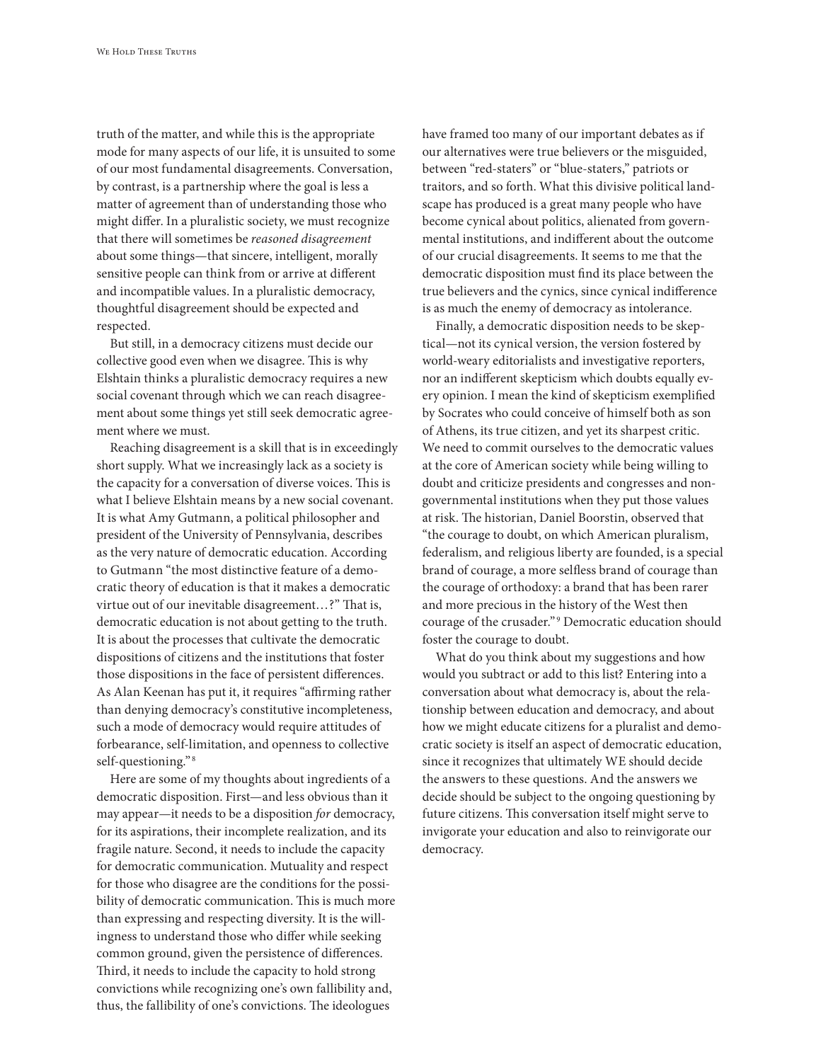truth of the matter, and while this is the appropriate mode for many aspects of our life, it is unsuited to some of our most fundamental disagreements. Conversation, by contrast, is a partnership where the goal is less a matter of agreement than of understanding those who might differ. In a pluralistic society, we must recognize that there will sometimes be *reasoned disagreement* about some things—that sincere, intelligent, morally sensitive people can think from or arrive at different and incompatible values. In a pluralistic democracy, thoughtful disagreement should be expected and respected.

But still, in a democracy citizens must decide our collective good even when we disagree. This is why Elshtain thinks a pluralistic democracy requires a new social covenant through which we can reach disagreement about some things yet still seek democratic agreement where we must.

Reaching disagreement is a skill that is in exceedingly short supply. What we increasingly lack as a society is the capacity for a conversation of diverse voices. This is what I believe Elshtain means by a new social covenant. It is what Amy Gutmann, a political philosopher and president of the University of Pennsylvania, describes as the very nature of democratic education. According to Gutmann "the most distinctive feature of a democratic theory of education is that it makes a democratic virtue out of our inevitable disagreement…?" That is, democratic education is not about getting to the truth. It is about the processes that cultivate the democratic dispositions of citizens and the institutions that foster those dispositions in the face of persistent differences. As Alan Keenan has put it, it requires "affirming rather than denying democracy's constitutive incompleteness, such a mode of democracy would require attitudes of forbearance, self-limitation, and openness to collective self-questioning."[8]

Here are some of my thoughts about ingredients of a democratic disposition. First—and less obvious than it may appear—it needs to be a disposition *for* democracy, for its aspirations, their incomplete realization, and its fragile nature. Second, it needs to include the capacity for democratic communication. Mutuality and respect for those who disagree are the conditions for the possibility of democratic communication. This is much more than expressing and respecting diversity. It is the willingness to understand those who differ while seeking common ground, given the persistence of differences. Third, it needs to include the capacity to hold strong convictions while recognizing one's own fallibility and, thus, the fallibility of one's convictions. The ideologues have framed too many of our important debates as if our alternatives were true believers or the misguided, between "red-staters" or "blue-staters," patriots or traitors, and so forth. What this divisive political landscape has produced is a great many people who have become cynical about politics, alienated from governmental institutions, and indifferent about the outcome of our crucial disagreements. It seems to me that the democratic disposition must find its place between the true believers and the cynics, since cynical indifference is as much the enemy of democracy as intolerance.

Finally, a democratic disposition needs to be skeptical—not its cynical version, the version fostered by world-weary editorialists and investigative reporters, nor an indifferent skepticism which doubts equally every opinion. I mean the kind of skepticism exemplified by Socrates who could conceive of himself both as son of Athens, its true citizen, and yet its sharpest critic. We need to commit ourselves to the democratic values at the core of American society while being willing to doubt and criticize presidents and congresses and non-governmental institutions when they put those values at risk. The historian, Daniel Boorstin, observed that "the courage to doubt, on which American pluralism, federalism, and religious liberty are founded, is a special brand of courage, a more selfless brand of courage than the courage of orthodoxy: a brand that has been rarer and more precious in the history of the West then courage of the crusader."[9] Democratic education should foster the courage to doubt.

What do you think about my suggestions and how would you subtract or add to this list? Entering into a conversation about what democracy is, about the relationship between education and democracy, and about how we might educate citizens for a pluralist and democratic society is itself an aspect of democratic education, since it recognizes that ultimately WE should decide the answers to these questions. And the answers we decide should be subject to the ongoing questioning by future citizens. This conversation itself might serve to invigorate your education and also to reinvigorate our democracy.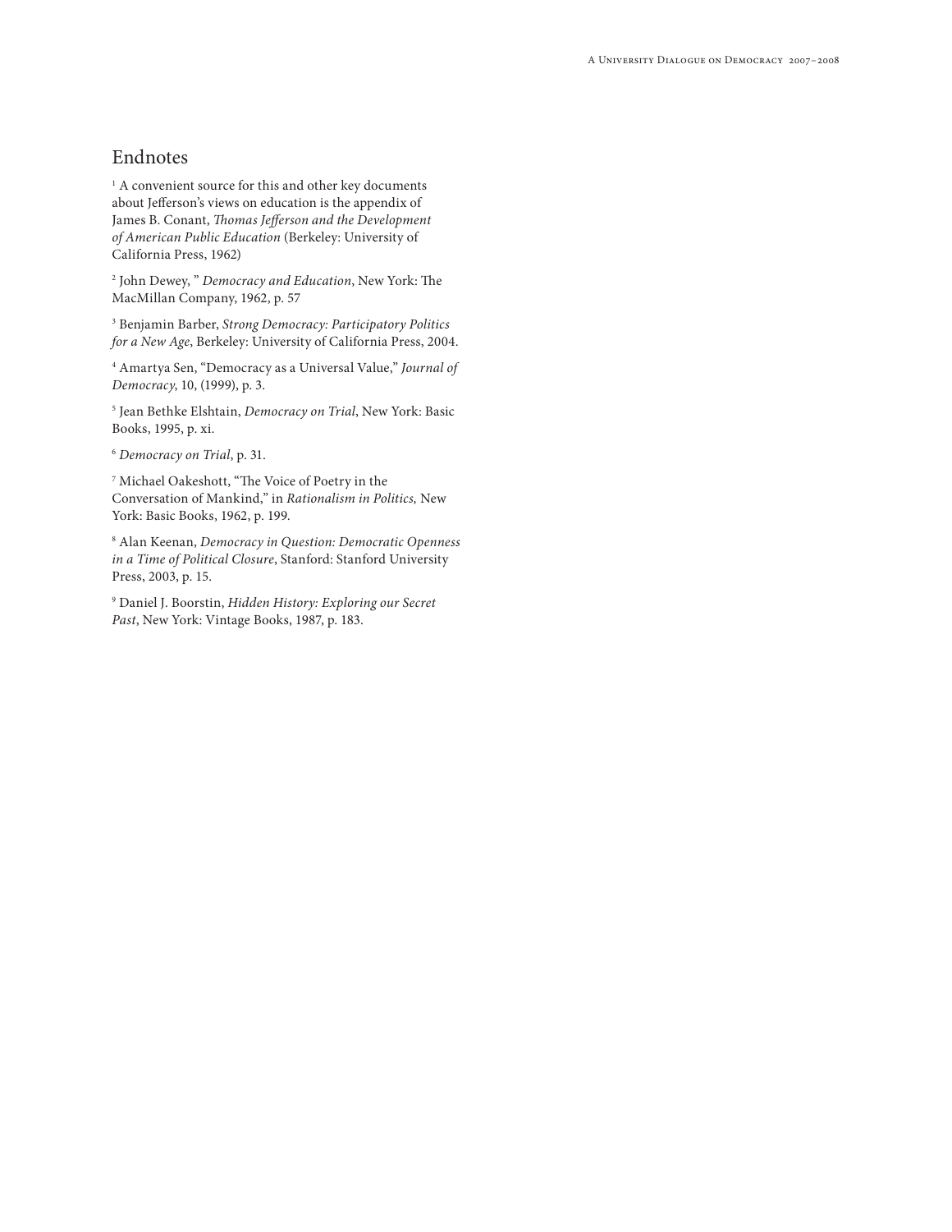## Endnotes

[1] A convenient source for this and other key documents about Jefferson's views on education is the appendix of James B. Conant, *Thomas Jefferson and the Development of American Public Education* (Berkeley: University of California Press, 1962)

[2] John Dewey, " *Democracy and Education*, New York: The MacMillan Company, 1962, p. 57

[3] Benjamin Barber, *Strong Democracy: Participatory Politics for a New Age*, Berkeley: University of California Press, 2004.

[4] Amartya Sen, "Democracy as a Universal Value," *Journal of Democracy*, 10, (1999), p. 3.

[5] Jean Bethke Elshtain, *Democracy on Trial*, New York: Basic Books, 1995, p. xi.

[6] *Democracy on Trial*, p. 31.

[7] Michael Oakeshott, "The Voice of Poetry in the Conversation of Mankind," in *Rationalism in Politics,* New York: Basic Books, 1962, p. 199.

[8] Alan Keenan, *Democracy in Question: Democratic Openness in a Time of Political Closure*, Stanford: Stanford University Press, 2003, p. 15.

[9] Daniel J. Boorstin, *Hidden History: Exploring our Secret Past*, New York: Vintage Books, 1987, p. 183.